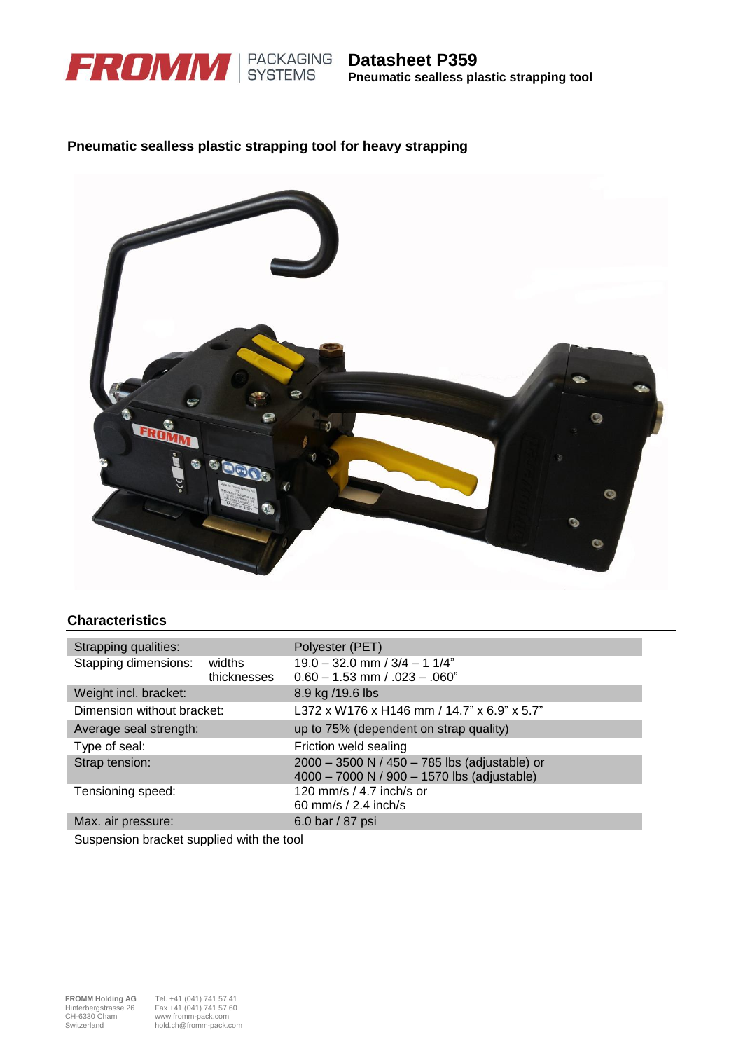# Datasheet P359

**Pneumatic sealless plastic strapping tool**

## Pneumatic sealless plastic strapping tool for heavy strapping

## Characteristics

| | | |
|---|---|---|
| Strapping qualities: | | Polyester (PET) |
| Stapping dimensions: | widths<br>thicknesses | 19.0 – 32.0 mm / 3/4 – 1 1/4"<br>0.60 – 1.53 mm / .023 – .060" |
| Weight incl. bracket: | | 8.9 kg /19.6 lbs |
| Dimension without bracket: | | L372 x W176 x H146 mm / 14.7" x 6.9" x 5.7" |
| Average seal strength: | | up to 75% (dependent on strap quality) |
| Type of seal: | | Friction weld sealing |
| Strap tension: | | 2000 – 3500 N / 450 – 785 lbs (adjustable) or<br>4000 – 7000 N / 900 – 1570 lbs (adjustable) |
| Tensioning speed: | | 120 mm/s / 4.7 inch/s or<br>60 mm/s / 2.4 inch/s |
| Max. air pressure: | | 6.0 bar / 87 psi |

Suspension bracket supplied with the tool

**FROMM Holding AG**
Hinterbergstrasse 26
CH-6330 Cham
Switzerland

Tel. +41 (041) 741 57 41
Fax +41 (041) 741 57 60
www.fromm-pack.com
hold.ch@fromm-pack.com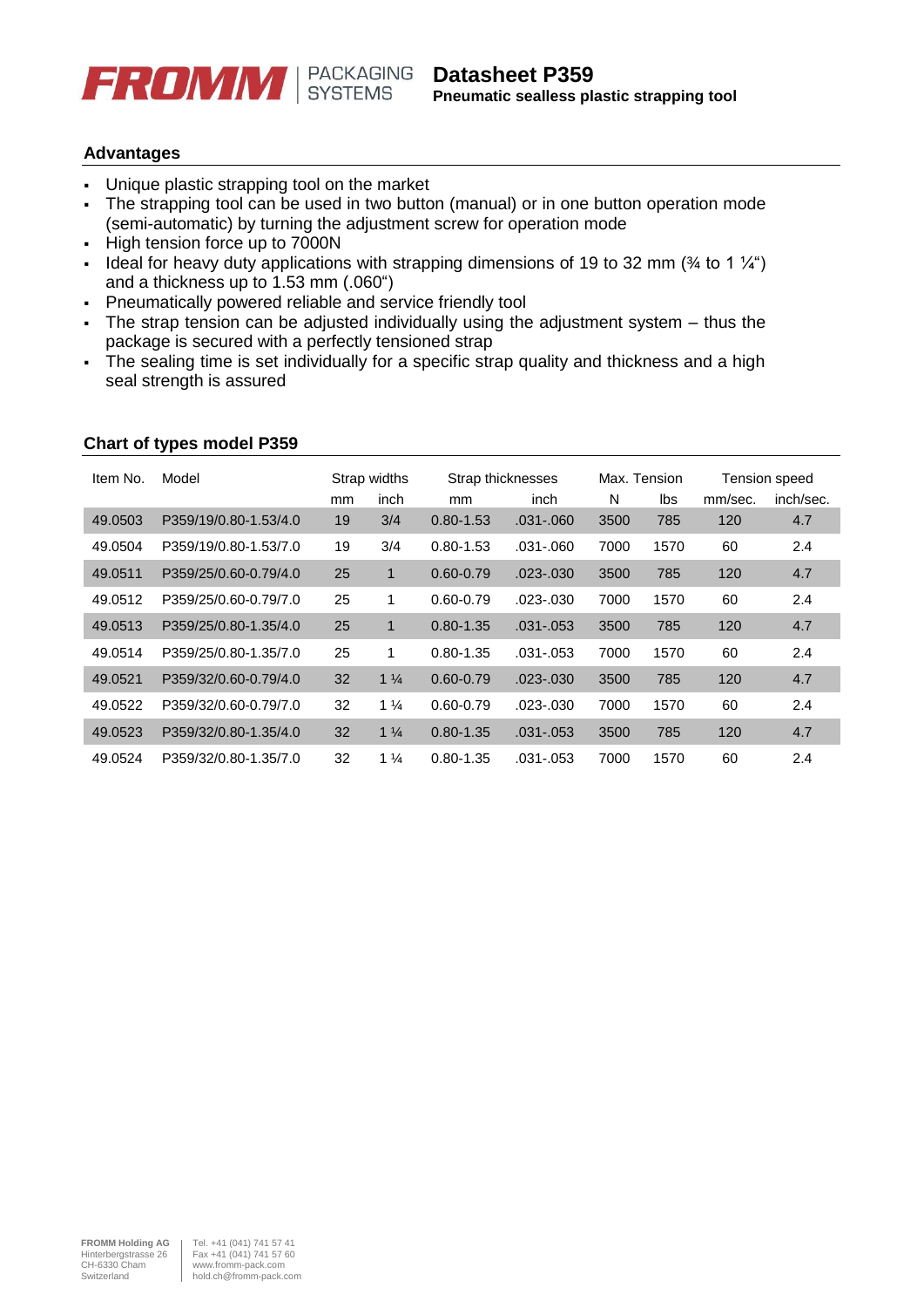FROMM | PACKAGING SYSTEMS

# Datasheet P359

**Pneumatic sealless plastic strapping tool**

## Advantages

- Unique plastic strapping tool on the market
- The strapping tool can be used in two button (manual) or in one button operation mode (semi-automatic) by turning the adjustment screw for operation mode
- High tension force up to 7000N
- Ideal for heavy duty applications with strapping dimensions of 19 to 32 mm (¾ to 1 ¼") and a thickness up to 1.53 mm (.060")
- Pneumatically powered reliable and service friendly tool
- The strap tension can be adjusted individually using the adjustment system – thus the package is secured with a perfectly tensioned strap
- The sealing time is set individually for a specific strap quality and thickness and a high seal strength is assured

## Chart of types model P359

| Item No. | Model | Strap widths | | Strap thicknesses | | Max. Tension | | Tension speed | |
|---|---|---|---|---|---|---|---|---|---|
| | | mm | inch | mm | inch | N | lbs | mm/sec. | inch/sec. |
| 49.0503 | P359/19/0.80-1.53/4.0 | 19 | 3/4 | 0.80-1.53 | .031-.060 | 3500 | 785 | 120 | 4.7 |
| 49.0504 | P359/19/0.80-1.53/7.0 | 19 | 3/4 | 0.80-1.53 | .031-.060 | 7000 | 1570 | 60 | 2.4 |
| 49.0511 | P359/25/0.60-0.79/4.0 | 25 | 1 | 0.60-0.79 | .023-.030 | 3500 | 785 | 120 | 4.7 |
| 49.0512 | P359/25/0.60-0.79/7.0 | 25 | 1 | 0.60-0.79 | .023-.030 | 7000 | 1570 | 60 | 2.4 |
| 49.0513 | P359/25/0.80-1.35/4.0 | 25 | 1 | 0.80-1.35 | .031-.053 | 3500 | 785 | 120 | 4.7 |
| 49.0514 | P359/25/0.80-1.35/7.0 | 25 | 1 | 0.80-1.35 | .031-.053 | 7000 | 1570 | 60 | 2.4 |
| 49.0521 | P359/32/0.60-0.79/4.0 | 32 | 1 ¼ | 0.60-0.79 | .023-.030 | 3500 | 785 | 120 | 4.7 |
| 49.0522 | P359/32/0.60-0.79/7.0 | 32 | 1 ¼ | 0.60-0.79 | .023-.030 | 7000 | 1570 | 60 | 2.4 |
| 49.0523 | P359/32/0.80-1.35/4.0 | 32 | 1 ¼ | 0.80-1.35 | .031-.053 | 3500 | 785 | 120 | 4.7 |
| 49.0524 | P359/32/0.80-1.35/7.0 | 32 | 1 ¼ | 0.80-1.35 | .031-.053 | 7000 | 1570 | 60 | 2.4 |

**FROMM Holding AG**
Hinterbergstrasse 26
CH-6330 Cham
Switzerland

Tel. +41 (041) 741 57 41
Fax +41 (041) 741 57 60
www.fromm-pack.com
hold.ch@fromm-pack.com